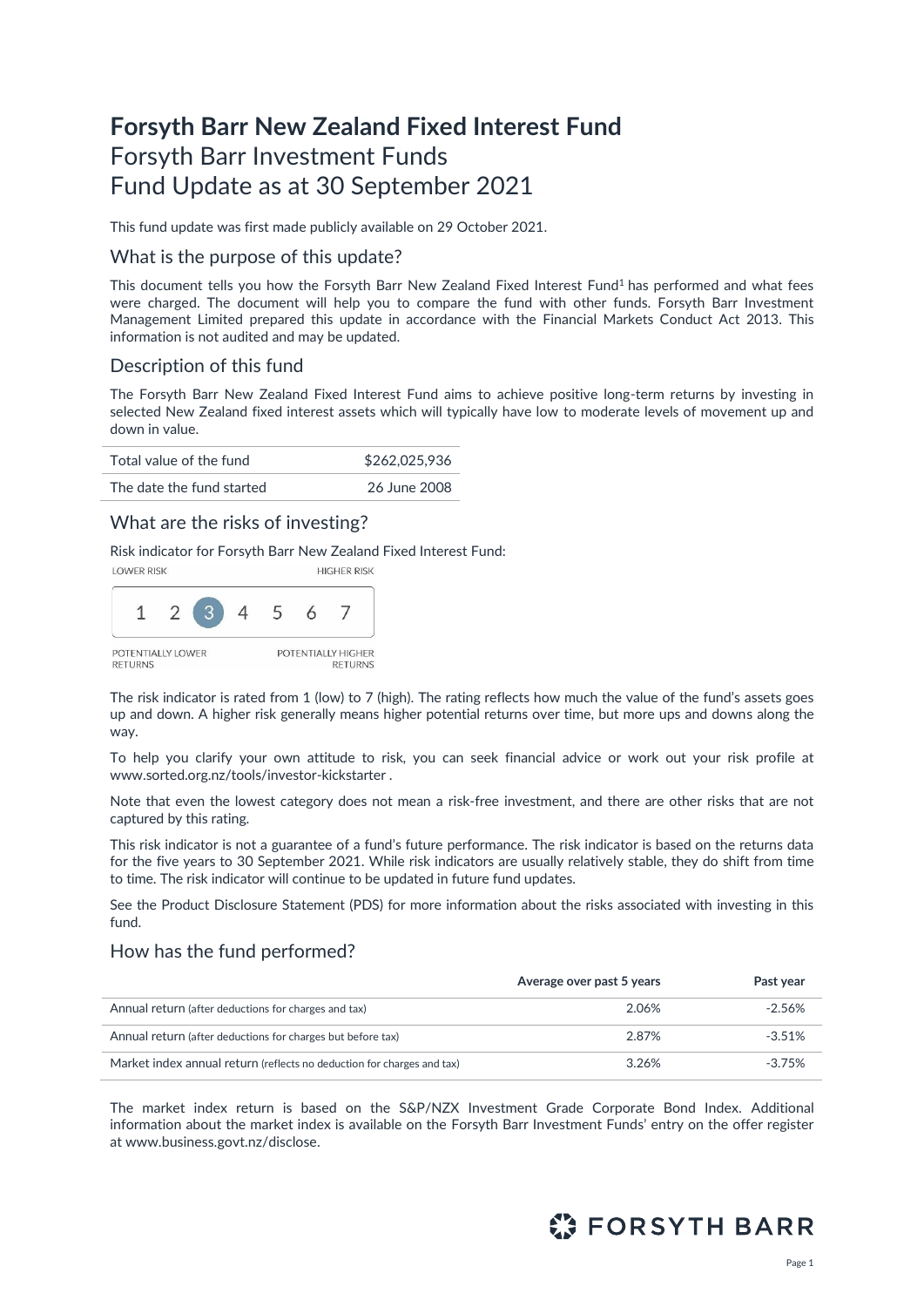# Forsyth Barr New Zealand Fixed Interest Fund

Forsyth Barr Investment Funds
Fund Update as at 30 September 2021

This fund update was first made publicly available on 29 October 2021.

## What is the purpose of this update?

This document tells you how the Forsyth Barr New Zealand Fixed Interest Fund[1] has performed and what fees were charged. The document will help you to compare the fund with other funds. Forsyth Barr Investment Management Limited prepared this update in accordance with the Financial Markets Conduct Act 2013. This information is not audited and may be updated.

## Description of this fund

The Forsyth Barr New Zealand Fixed Interest Fund aims to achieve positive long-term returns by investing in selected New Zealand fixed interest assets which will typically have low to moderate levels of movement up and down in value.

| | |
|---|---|
| Total value of the fund | $262,025,936 |
| The date the fund started | 26 June 2008 |

## What are the risks of investing?

Risk indicator for Forsyth Barr New Zealand Fixed Interest Fund:

LOWER RISK — HIGHER RISK

1 2 **3** 4 5 6 7

POTENTIALLY LOWER RETURNS — POTENTIALLY HIGHER RETURNS

The risk indicator is rated from 1 (low) to 7 (high). The rating reflects how much the value of the fund's assets goes up and down. A higher risk generally means higher potential returns over time, but more ups and downs along the way.

To help you clarify your own attitude to risk, you can seek financial advice or work out your risk profile at www.sorted.org.nz/tools/investor-kickstarter .

Note that even the lowest category does not mean a risk-free investment, and there are other risks that are not captured by this rating.

This risk indicator is not a guarantee of a fund's future performance. The risk indicator is based on the returns data for the five years to 30 September 2021. While risk indicators are usually relatively stable, they do shift from time to time. The risk indicator will continue to be updated in future fund updates.

See the Product Disclosure Statement (PDS) for more information about the risks associated with investing in this fund.

## How has the fund performed?

| | Average over past 5 years | Past year |
|---|---|---|
| Annual return (after deductions for charges and tax) | 2.06% | -2.56% |
| Annual return (after deductions for charges but before tax) | 2.87% | -3.51% |
| Market index annual return (reflects no deduction for charges and tax) | 3.26% | -3.75% |

The market index return is based on the S&P/NZX Investment Grade Corporate Bond Index. Additional information about the market index is available on the Forsyth Barr Investment Funds' entry on the offer register at www.business.govt.nz/disclose.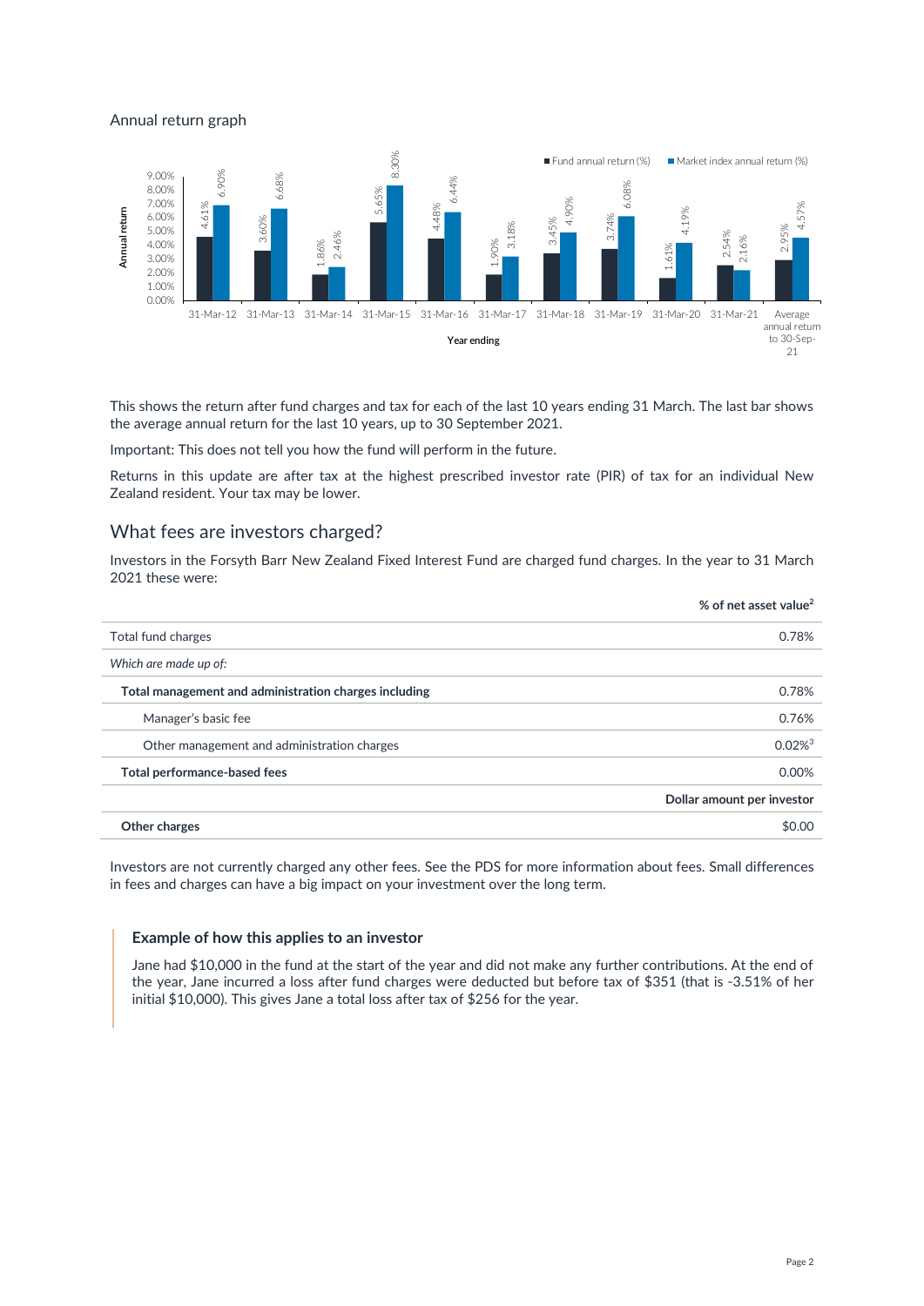Annual return graph

| Year ending | Fund annual return (%) | Market index annual return (%) |
|---|---|---|
| 31-Mar-12 | 4.61% | 6.90% |
| 31-Mar-13 | 3.60% | 6.68% |
| 31-Mar-14 | 1.86% | 2.46% |
| 31-Mar-15 | 5.65% | 8.30% |
| 31-Mar-16 | 4.48% | 6.44% |
| 31-Mar-17 | 1.90% | 3.18% |
| 31-Mar-18 | 3.45% | 4.90% |
| 31-Mar-19 | 3.74% | 6.08% |
| 31-Mar-20 | 1.61% | 4.19% |
| 31-Mar-21 | 2.54% | 2.16% |
| Average annual return to 30-Sep-21 | 2.95% | 4.57% |

This shows the return after fund charges and tax for each of the last 10 years ending 31 March. The last bar shows the average annual return for the last 10 years, up to 30 September 2021.

Important: This does not tell you how the fund will perform in the future.

Returns in this update are after tax at the highest prescribed investor rate (PIR) of tax for an individual New Zealand resident. Your tax may be lower.

## What fees are investors charged?

Investors in the Forsyth Barr New Zealand Fixed Interest Fund are charged fund charges. In the year to 31 March 2021 these were:

| | % of net asset value[2] |
|---|---|
| Total fund charges | 0.78% |
| *Which are made up of:* | |
| **Total management and administration charges including** | 0.78% |
| Manager's basic fee | 0.76% |
| Other management and administration charges | 0.02%[3] |
| **Total performance-based fees** | 0.00% |
| | **Dollar amount per investor** |
| **Other charges** | $0.00 |

Investors are not currently charged any other fees. See the PDS for more information about fees. Small differences in fees and charges can have a big impact on your investment over the long term.

### Example of how this applies to an investor

Jane had $10,000 in the fund at the start of the year and did not make any further contributions. At the end of the year, Jane incurred a loss after fund charges were deducted but before tax of $351 (that is -3.51% of her initial $10,000). This gives Jane a total loss after tax of $256 for the year.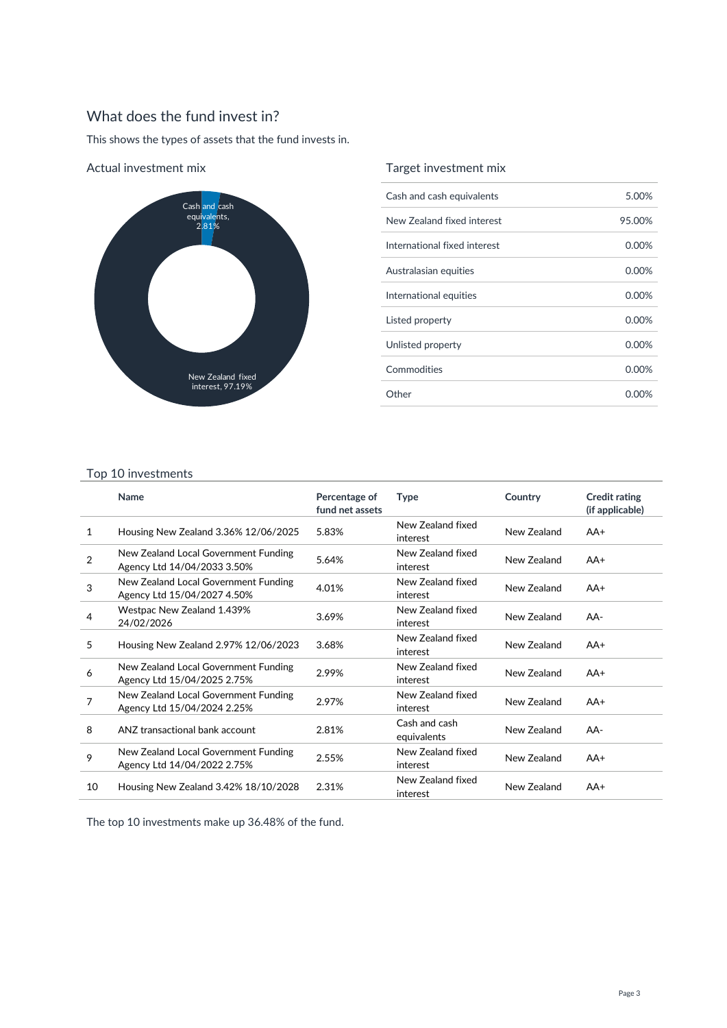## What does the fund invest in?

This shows the types of assets that the fund invests in.

### Actual investment mix

Cash and cash equivalents, 2.81%

New Zealand fixed interest, 97.19%

### Target investment mix

| Asset type | Percentage |
|---|---|
| Cash and cash equivalents | 5.00% |
| New Zealand fixed interest | 95.00% |
| International fixed interest | 0.00% |
| Australasian equities | 0.00% |
| International equities | 0.00% |
| Listed property | 0.00% |
| Unlisted property | 0.00% |
| Commodities | 0.00% |
| Other | 0.00% |

### Top 10 investments

| | Name | Percentage of fund net assets | Type | Country | Credit rating (if applicable) |
|---|---|---|---|---|---|
| 1 | Housing New Zealand 3.36% 12/06/2025 | 5.83% | New Zealand fixed interest | New Zealand | AA+ |
| 2 | New Zealand Local Government Funding Agency Ltd 14/04/2033 3.50% | 5.64% | New Zealand fixed interest | New Zealand | AA+ |
| 3 | New Zealand Local Government Funding Agency Ltd 15/04/2027 4.50% | 4.01% | New Zealand fixed interest | New Zealand | AA+ |
| 4 | Westpac New Zealand 1.439% 24/02/2026 | 3.69% | New Zealand fixed interest | New Zealand | AA- |
| 5 | Housing New Zealand 2.97% 12/06/2023 | 3.68% | New Zealand fixed interest | New Zealand | AA+ |
| 6 | New Zealand Local Government Funding Agency Ltd 15/04/2025 2.75% | 2.99% | New Zealand fixed interest | New Zealand | AA+ |
| 7 | New Zealand Local Government Funding Agency Ltd 15/04/2024 2.25% | 2.97% | New Zealand fixed interest | New Zealand | AA+ |
| 8 | ANZ transactional bank account | 2.81% | Cash and cash equivalents | New Zealand | AA- |
| 9 | New Zealand Local Government Funding Agency Ltd 14/04/2022 2.75% | 2.55% | New Zealand fixed interest | New Zealand | AA+ |
| 10 | Housing New Zealand 3.42% 18/10/2028 | 2.31% | New Zealand fixed interest | New Zealand | AA+ |

The top 10 investments make up 36.48% of the fund.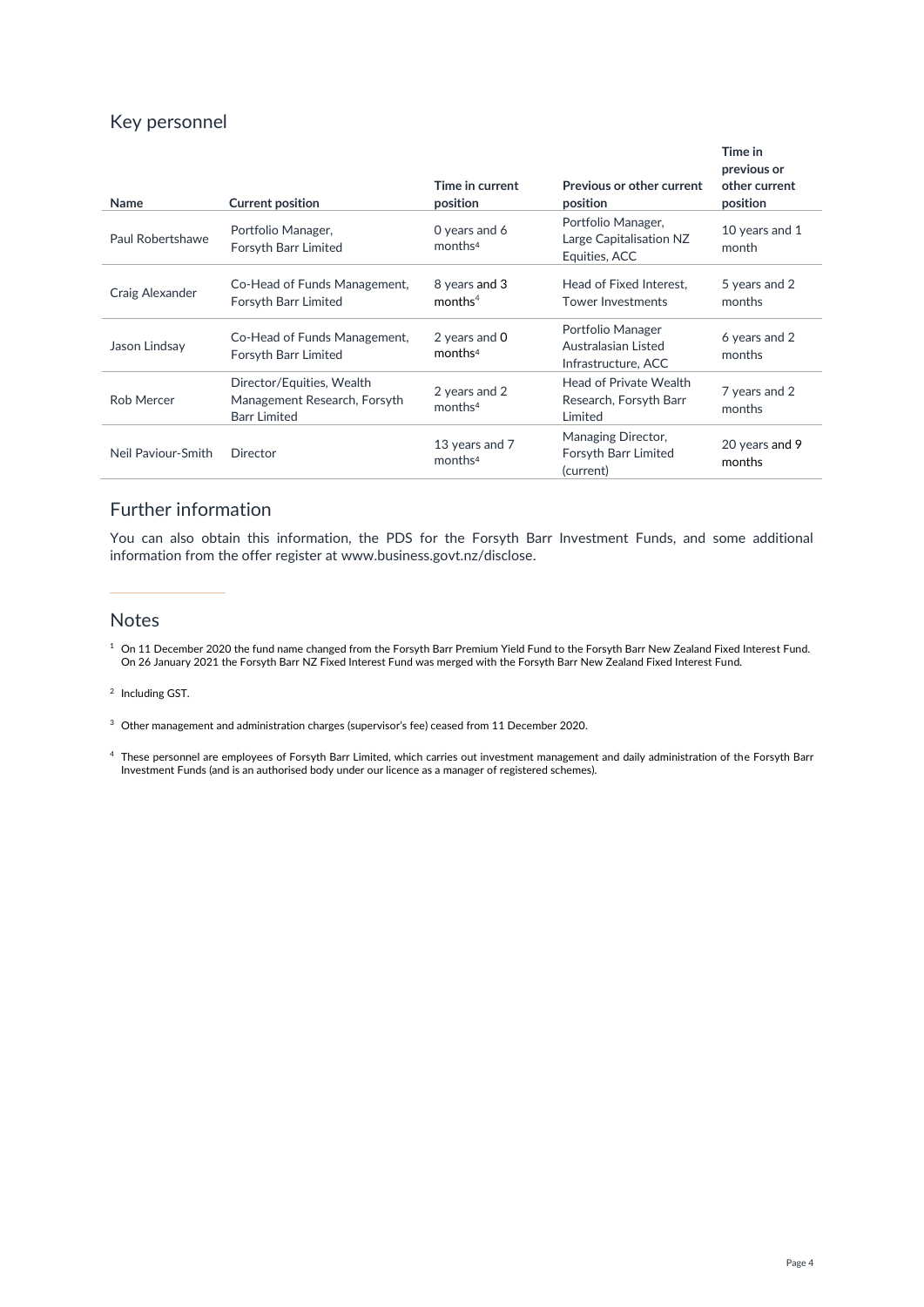## Key personnel

| Name | Current position | Time in current position | Previous or other current position | Time in previous or other current position |
|---|---|---|---|---|
| Paul Robertshawe | Portfolio Manager, Forsyth Barr Limited | 0 years and 6 months[4] | Portfolio Manager, Large Capitalisation NZ Equities, ACC | 10 years and 1 month |
| Craig Alexander | Co-Head of Funds Management, Forsyth Barr Limited | 8 years and 3 months[4] | Head of Fixed Interest, Tower Investments | 5 years and 2 months |
| Jason Lindsay | Co-Head of Funds Management, Forsyth Barr Limited | 2 years and 0 months[4] | Portfolio Manager Australasian Listed Infrastructure, ACC | 6 years and 2 months |
| Rob Mercer | Director/Equities, Wealth Management Research, Forsyth Barr Limited | 2 years and 2 months[4] | Head of Private Wealth Research, Forsyth Barr Limited | 7 years and 2 months |
| Neil Paviour-Smith | Director | 13 years and 7 months[4] | Managing Director, Forsyth Barr Limited (current) | 20 years and 9 months |

## Further information

You can also obtain this information, the PDS for the Forsyth Barr Investment Funds, and some additional information from the offer register at www.business.govt.nz/disclose.

## Notes

[1] On 11 December 2020 the fund name changed from the Forsyth Barr Premium Yield Fund to the Forsyth Barr New Zealand Fixed Interest Fund. On 26 January 2021 the Forsyth Barr NZ Fixed Interest Fund was merged with the Forsyth Barr New Zealand Fixed Interest Fund.

[2] Including GST.

[3] Other management and administration charges (supervisor's fee) ceased from 11 December 2020.

[4] These personnel are employees of Forsyth Barr Limited, which carries out investment management and daily administration of the Forsyth Barr Investment Funds (and is an authorised body under our licence as a manager of registered schemes).